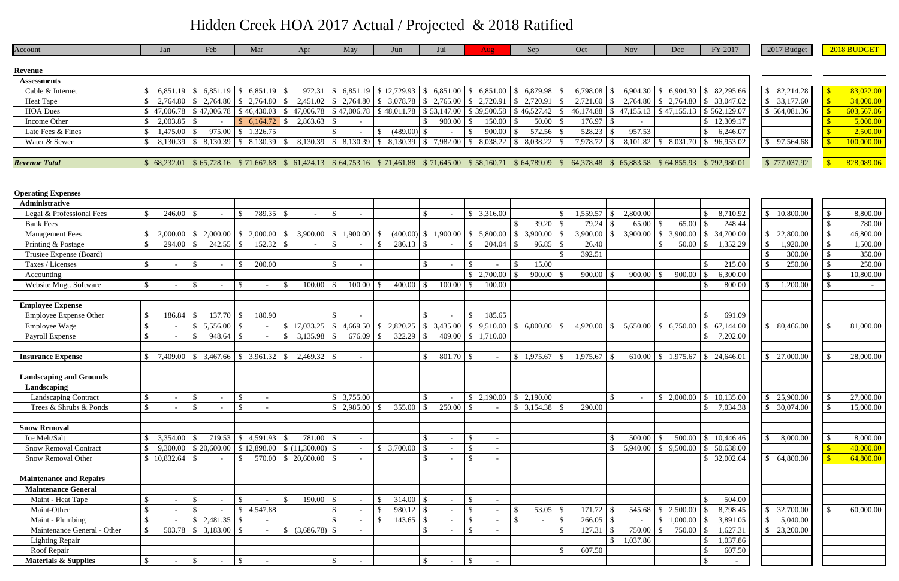# Hidden Creek HOA 2017 Actual / Projected & 2018 Ratified

| Account | Jan | Feb | Mar | Apr | May | Jun | Jul | Aug | Sep | Oct | Nov | Dec | FY 2017 | 2017 Budget | 2018 BUDGET |
|---|---|---|---|---|---|---|---|---|---|---|---|---|---|---|---|
| **Revenue** | | | | | | | | | | | | | | | |
| **Assessments** | | | | | | | | | | | | | | | |
| Cable & Internet | $ 6,851.19 | $ 6,851.19 | $ 6,851.19 | $ 972.31 | $ 6,851.19 | $ 12,729.93 | $ 6,851.00 | $ 6,851.00 | $ 6,879.98 | $ 6,798.08 | $ 6,904.30 | $ 6,904.30 | $ 82,295.66 | $ 82,214.28 | $ 83,022.00 |
| Heat Tape | $ 2,764.80 | $ 2,764.80 | $ 2,764.80 | $ 2,451.02 | $ 2,764.80 | $ 3,078.78 | $ 2,765.00 | $ 2,720.91 | $ 2,720.91 | $ 2,721.60 | $ 2,764.80 | $ 2,764.80 | $ 33,047.02 | $ 33,177.60 | $ 34,000.00 |
| HOA Dues | $ 47,006.78 | $ 47,006.78 | $ 46,430.03 | $ 47,006.78 | $ 47,006.78 | $ 48,011.78 | $ 53,147.00 | $ 39,500.58 | $ 46,527.42 | $ 46,174.88 | $ 47,155.13 | $ 47,155.13 | $ 562,129.07 | $ 564,081.36 | $ 603,567.06 |
| Income Other | $ 2,003.85 | $ - | $ 6,164.72 | $ 2,863.63 | $ - | | $ 900.00 | $ 150.00 | $ 50.00 | $ 176.97 | $ - | | $ 12,309.17 | | $ 5,000.00 |
| Late Fees & Fines | $ 1,475.00 | $ 975.00 | $ 1,326.75 | | $ - | $ (489.00) | $ - | $ 900.00 | $ 572.56 | $ 528.23 | $ 957.53 | | $ 6,246.07 | | $ 2,500.00 |
| Water & Sewer | $ 8,130.39 | $ 8,130.39 | $ 8,130.39 | $ 8,130.39 | $ 8,130.39 | $ 8,130.39 | $ 7,982.00 | $ 8,038.22 | $ 8,038.22 | $ 7,978.72 | $ 8,101.82 | $ 8,031.70 | $ 96,953.02 | $ 97,564.68 | $ 100,000.00 |
| ***Revenue Total*** | $ 68,232.01 | $ 65,728.16 | $ 71,667.88 | $ 61,424.13 | $ 64,753.16 | $ 71,461.88 | $ 71,645.00 | $ 58,160.71 | $ 64,789.09 | $ 64,378.48 | $ 65,883.58 | $ 64,855.93 | $ 792,980.01 | $ 777,037.92 | $ 828,089.06 |
| **Operating Expenses** | | | | | | | | | | | | | | | |
| **Administrative** | | | | | | | | | | | | | | | |
| Legal & Professional Fees | $ 246.00 | $ - | $ 789.35 | $ - | $ - | | $ - | $ 3,316.00 | | $ 1,559.57 | $ 2,800.00 | | $ 8,710.92 | $ 10,800.00 | $ 8,800.00 |
| Bank Fees | | | | | | | | | $ 39.20 | $ 79.24 | $ 65.00 | $ 65.00 | $ 248.44 | | $ 780.00 |
| Management Fees | $ 2,000.00 | $ 2,000.00 | $ 2,000.00 | $ 3,900.00 | $ 1,900.00 | $ (400.00) | $ 1,900.00 | $ 5,800.00 | $ 3,900.00 | $ 3,900.00 | $ 3,900.00 | $ 3,900.00 | $ 34,700.00 | $ 22,800.00 | $ 46,800.00 |
| Printing & Postage | $ 294.00 | $ 242.55 | $ 152.32 | $ - | $ - | $ 286.13 | $ - | $ 204.04 | $ 96.85 | $ 26.40 | | $ 50.00 | $ 1,352.29 | $ 1,920.00 | $ 1,500.00 |
| Trustee Expense (Board) | | | | | | | | | | $ 392.51 | | | | $ 300.00 | $ 350.00 |
| Taxes / Licenses | $ - | $ - | $ 200.00 | | $ - | | $ - | $ - | $ 15.00 | | | | $ 215.00 | $ 250.00 | $ 250.00 |
| Accounting | | | | | | | | $ 2,700.00 | $ 900.00 | $ 900.00 | $ 900.00 | $ 900.00 | $ 6,300.00 | | $ 10,800.00 |
| Website Mngt. Software | $ - | $ - | $ - | $ 100.00 | $ 100.00 | $ 400.00 | $ 100.00 | $ 100.00 | | | | | $ 800.00 | $ 1,200.00 | $ - |
| **Employee Expense** | | | | | | | | | | | | | | | |
| Employee Expense Other | $ 186.84 | $ 137.70 | $ 180.90 | | $ - | | $ - | $ 185.65 | | | | | $ 691.09 | | |
| Employee Wage | $ - | $ 5,556.00 | $ - | $ 17,033.25 | $ 4,669.50 | $ 2,820.25 | $ 3,435.00 | $ 9,510.00 | $ 6,800.00 | $ 4,920.00 | $ 5,650.00 | $ 6,750.00 | $ 67,144.00 | $ 80,466.00 | $ 81,000.00 |
| Payroll Expense | $ - | $ 948.64 | $ - | $ 3,135.98 | $ 676.09 | $ 322.29 | $ 409.00 | $ 1,710.00 | | | | | $ 7,202.00 | | |
| **Insurance Expense** | $ 7,409.00 | $ 3,467.66 | $ 3,961.32 | $ 2,469.32 | $ - | | $ 801.70 | $ - | $ 1,975.67 | $ 1,975.67 | $ 610.00 | $ 1,975.67 | $ 24,646.01 | $ 27,000.00 | $ 28,000.00 |
| **Landscaping and Grounds** | | | | | | | | | | | | | | | |
| **Landscaping** | | | | | | | | | | | | | | | |
| Landscaping Contract | $ - | $ - | $ - | | $ 3,755.00 | | $ - | $ 2,190.00 | $ 2,190.00 | | $ - | $ 2,000.00 | $ 10,135.00 | $ 25,900.00 | $ 27,000.00 |
| Trees & Shrubs & Ponds | $ - | $ - | $ - | | $ 2,985.00 | $ 355.00 | $ 250.00 | $ - | $ 3,154.38 | $ 290.00 | | | $ 7,034.38 | $ 30,074.00 | $ 15,000.00 |
| **Snow Removal** | | | | | | | | | | | | | | | |
| Ice Melt/Salt | $ 3,354.00 | $ 719.53 | $ 4,591.93 | $ 781.00 | $ - | | $ - | $ - | | | $ 500.00 | $ 500.00 | $ 10,446.46 | $ 8,000.00 | $ 8,000.00 |
| Snow Removal Contract | $ 9,300.00 | $ 20,600.00 | $ 12,898.00 | $ (11,300.00) | $ - | $ 3,700.00 | $ - | $ - | | | $ 5,940.00 | $ 9,500.00 | $ 50,638.00 | | $ 40,000.00 |
| Snow Removal Other | $ 10,832.64 | $ - | $ 570.00 | $ 20,600.00 | $ - | | $ - | $ - | | | | | $ 32,002.64 | $ 64,800.00 | $ 64,800.00 |
| **Maintenance and Repairs** | | | | | | | | | | | | | | | |
| **Maintenance General** | | | | | | | | | | | | | | | |
| Maint - Heat Tape | $ - | $ - | $ - | $ 190.00 | $ - | $ 314.00 | $ - | $ - | | | | | $ 504.00 | | |
| Maint-Other | $ - | $ - | $ 4,547.88 | | $ - | $ 980.12 | $ - | $ - | $ 53.05 | $ 171.72 | $ 545.68 | $ 2,500.00 | $ 8,798.45 | $ 32,700.00 | $ 60,000.00 |
| Maint - Plumbing | $ - | $ 2,481.35 | $ - | | $ - | $ 143.65 | $ - | $ - | $ - | $ 266.05 | $ - | $ 1,000.00 | $ 3,891.05 | $ 5,040.00 | |
| Maintenance General - Other | $ 503.78 | $ 3,183.00 | $ - | $ (3,686.78) | $ - | | $ - | $ - | | $ 127.31 | $ 750.00 | $ 750.00 | $ 1,627.31 | $ 23,200.00 | |
| Lighting Repair | | | | | | | | | | | $ 1,037.86 | | $ 1,037.86 | | |
| Roof Repair | | | | | | | | | | $ 607.50 | | | $ 607.50 | | |
| **Materials & Supplies** | $ - | $ - | $ - | | $ - | | $ - | $ - | | | | | $ - | | |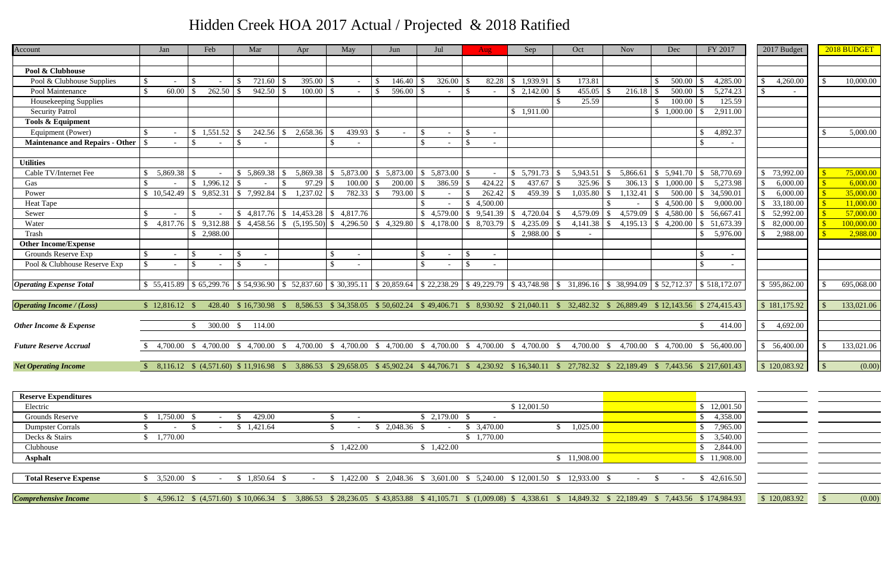# Hidden Creek HOA 2017 Actual / Projected & 2018 Ratified

| Account | Jan | Feb | Mar | Apr | May | Jun | Jul | Aug | Sep | Oct | Nov | Dec | FY 2017 | 2017 Budget | 2018 BUDGET |
|---|---|---|---|---|---|---|---|---|---|---|---|---|---|---|---|
| **Pool & Clubhouse** | | | | | | | | | | | | | | | |
| Pool & Clubhouse Supplies | $ - | $ - | $ 721.60 | $ 395.00 | $ - | $ 146.40 | $ 326.00 | $ 82.28 | $ 1,939.91 | $ 173.81 | | $ 500.00 | $ 4,285.00 | $ 4,260.00 | $ 10,000.00 |
| Pool Maintenance | $ 60.00 | $ 262.50 | $ 942.50 | $ 100.00 | $ - | $ 596.00 | $ - | $ - | $ 2,142.00 | $ 455.05 | $ 216.18 | $ 500.00 | $ 5,274.23 | $ - | |
| Housekeeping Supplies | | | | | | | | | | $ 25.59 | | $ 100.00 | $ 125.59 | | |
| Security Patrol | | | | | | | | | $ 1,911.00 | | | $ 1,000.00 | $ 2,911.00 | | |
| **Tools & Equipment** | | | | | | | | | | | | | | | |
| Equipment (Power) | $ - | $ 1,551.52 | $ 242.56 | $ 2,658.36 | $ 439.93 | $ - | $ - | $ - | | | | | $ 4,892.37 | | $ 5,000.00 |
| **Maintenance and Repairs - Other** | $ - | $ - | $ - | | $ - | | $ - | $ - | | | | | $ - | | |
| **Utilities** | | | | | | | | | | | | | | | |
| Cable TV/Internet Fee | $ 5,869.38 | $ - | $ 5,869.38 | $ 5,869.38 | $ 5,873.00 | $ 5,873.00 | $ 5,873.00 | $ - | $ 5,791.73 | $ 5,943.51 | $ 5,866.61 | $ 5,941.70 | $ 58,770.69 | $ 73,992.00 | $ 75,000.00 |
| Gas | $ - | $ 1,996.12 | $ - | $ 97.29 | $ 100.00 | $ 200.00 | $ 386.59 | $ 424.22 | $ 437.67 | $ 325.96 | $ 306.13 | $ 1,000.00 | $ 5,273.98 | $ 6,000.00 | $ 6,000.00 |
| Power | $ 10,542.49 | $ 9,852.31 | $ 7,992.84 | $ 1,237.02 | $ 782.33 | $ 793.00 | $ - | $ 262.42 | $ 459.39 | $ 1,035.80 | $ 1,132.41 | $ 500.00 | $ 34,590.01 | $ 6,000.00 | $ 35,000.00 |
| Heat Tape | | | | | | | $ - | $ 4,500.00 | | | $ - | $ 4,500.00 | $ 9,000.00 | $ 33,180.00 | $ 11,000.00 |
| Sewer | $ - | $ - | $ 4,817.76 | $ 14,453.28 | $ 4,817.76 | | $ 4,579.00 | $ 9,541.39 | $ 4,720.04 | $ 4,579.09 | $ 4,579.09 | $ 4,580.00 | $ 56,667.41 | $ 52,992.00 | $ 57,000.00 |
| Water | $ 4,817.76 | $ 9,312.88 | $ 4,458.56 | $ (5,195.50) | $ 4,296.50 | $ 4,329.80 | $ 4,178.00 | $ 8,703.79 | $ 4,235.09 | $ 4,141.38 | $ 4,195.13 | $ 4,200.00 | $ 51,673.39 | $ 82,000.00 | $ 100,000.00 |
| Trash | | $ 2,988.00 | | | | | | | $ 2,988.00 | $ - | | | $ 5,976.00 | $ 2,988.00 | $ 2,988.00 |
| **Other Income/Expense** | | | | | | | | | | | | | | | |
| Grounds Reserve Exp | $ - | $ - | $ - | | $ - | | $ - | $ - | | | | | $ - | | |
| Pool & Clubhouse Reserve Exp | $ - | $ - | $ - | | $ - | | $ - | $ - | | | | | $ - | | |
| ***Operating Expense Total*** | $ 55,415.89 | $ 65,299.76 | $ 54,936.90 | $ 52,837.60 | $ 30,395.11 | $ 20,859.64 | $ 22,238.29 | $ 49,229.79 | $ 43,748.98 | $ 31,896.16 | $ 38,994.09 | $ 52,712.37 | $ 518,172.07 | $ 595,862.00 | $ 695,068.00 |
| ***Operating Income / (Loss)*** | $ 12,816.12 | $ 428.40 | $ 16,730.98 | $ 8,586.53 | $ 34,358.05 | $ 50,602.24 | $ 49,406.71 | $ 8,930.92 | $ 21,040.11 | $ 32,482.32 | $ 26,889.49 | $ 12,143.56 | $ 274,415.43 | $ 181,175.92 | $ 133,021.06 |
| ***Other Income & Expense*** | | $ 300.00 | $ 114.00 | | | | | | | | | | $ 414.00 | $ 4,692.00 | |
| ***Future Reserve Accrual*** | $ 4,700.00 | $ 4,700.00 | $ 4,700.00 | $ 4,700.00 | $ 4,700.00 | $ 4,700.00 | $ 4,700.00 | $ 4,700.00 | $ 4,700.00 | $ 4,700.00 | $ 4,700.00 | $ 4,700.00 | $ 56,400.00 | $ 56,400.00 | $ 133,021.06 |
| ***Net Operating Income*** | $ 8,116.12 | $ (4,571.60) | $ 11,916.98 | $ 3,886.53 | $ 29,658.05 | $ 45,902.24 | $ 44,706.71 | $ 4,230.92 | $ 16,340.11 | $ 27,782.32 | $ 22,189.49 | $ 7,443.56 | $ 217,601.43 | $ 120,083.92 | $ (0.00) |
| **Reserve Expenditures** | | | | | | | | | | | | | | | |
| Electric | | | | | | | | | $ 12,001.50 | | | | $ 12,001.50 | | |
| Grounds Reserve | $ 1,750.00 | $ - | $ 429.00 | | $ - | | $ 2,179.00 | $ - | | | | | $ 4,358.00 | | |
| Dumpster Corrals | $ - | $ - | $ 1,421.64 | | $ - | $ 2,048.36 | $ - | $ 3,470.00 | | $ 1,025.00 | | | $ 7,965.00 | | |
| Decks & Stairs | $ 1,770.00 | | | | | | | $ 1,770.00 | | | | | $ 3,540.00 | | |
| Clubhouse | | | | | $ 1,422.00 | | $ 1,422.00 | | | | | | $ 2,844.00 | | |
| **Asphalt** | | | | | | | | | | $ 11,908.00 | | | $ 11,908.00 | | |
| **Total Reserve Expense** | $ 3,520.00 | $ - | $ 1,850.64 | $ - | $ 1,422.00 | $ 2,048.36 | $ 3,601.00 | $ 5,240.00 | $ 12,001.50 | $ 12,933.00 | $ - | $ - | $ 42,616.50 | | |
| ***Comprehensive Income*** | $ 4,596.12 | $ (4,571.60) | $ 10,066.34 | $ 3,886.53 | $ 28,236.05 | $ 43,853.88 | $ 41,105.71 | $ (1,009.08) | $ 4,338.61 | $ 14,849.32 | $ 22,189.49 | $ 7,443.56 | $ 174,984.93 | $ 120,083.92 | $ (0.00) |